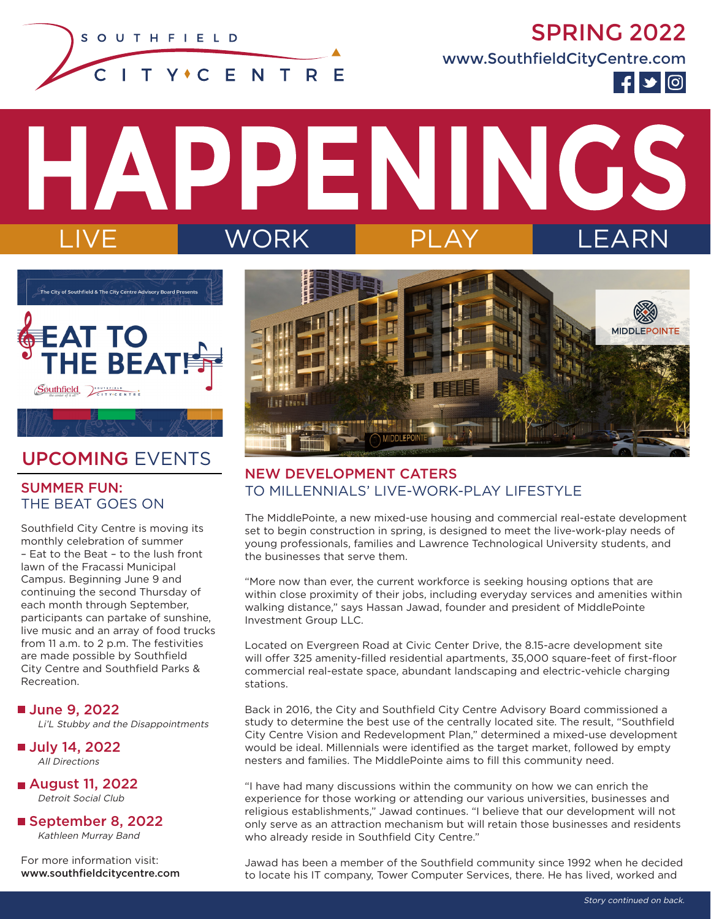SOUTHFIELD CITY CENTRE

# SPRING 2022

www.SouthfieldCityCentre.com

# HAPPENINGS

LIVE | WORK | PLAY | LEARN

The City of Southfield & The City Centre Advisory Board Presents

**EAT TO THE BEAT!**

## UPCOMING EVENTS

### SUMMER FUN: THE BEAT GOES ON

Southfield City Centre is moving its monthly celebration of summer – Eat to the Beat – to the lush front lawn of the Fracassi Municipal Campus. Beginning June 9 and continuing the second Thursday of each month through September, participants can partake of sunshine, live music and an array of food trucks from 11 a.m. to 2 p.m. The festivities are made possible by Southfield City Centre and Southfield Parks & Recreation.

- **June 9, 2022**
  *Li'L Stubby and the Disappointments*
- **July 14, 2022**
  *All Directions*
- **August 11, 2022**
  *Detroit Social Club*
- **September 8, 2022**
  *Kathleen Murray Band*

For more information visit:
**www.southfieldcitycentre.com**

## NEW DEVELOPMENT CATERS TO MILLENNIALS' LIVE-WORK-PLAY LIFESTYLE

The MiddlePointe, a new mixed-use housing and commercial real-estate development set to begin construction in spring, is designed to meet the live-work-play needs of young professionals, families and Lawrence Technological University students, and the businesses that serve them.

"More now than ever, the current workforce is seeking housing options that are within close proximity of their jobs, including everyday services and amenities within walking distance," says Hassan Jawad, founder and president of MiddlePointe Investment Group LLC.

Located on Evergreen Road at Civic Center Drive, the 8.15-acre development site will offer 325 amenity-filled residential apartments, 35,000 square-feet of first-floor commercial real-estate space, abundant landscaping and electric-vehicle charging stations.

Back in 2016, the City and Southfield City Centre Advisory Board commissioned a study to determine the best use of the centrally located site. The result, "Southfield City Centre Vision and Redevelopment Plan," determined a mixed-use development would be ideal. Millennials were identified as the target market, followed by empty nesters and families. The MiddlePointe aims to fill this community need.

"I have had many discussions within the community on how we can enrich the experience for those working or attending our various universities, businesses and religious establishments," Jawad continues. "I believe that our development will not only serve as an attraction mechanism but will retain those businesses and residents who already reside in Southfield City Centre."

Jawad has been a member of the Southfield community since 1992 when he decided to locate his IT company, Tower Computer Services, there. He has lived, worked and

*Story continued on back.*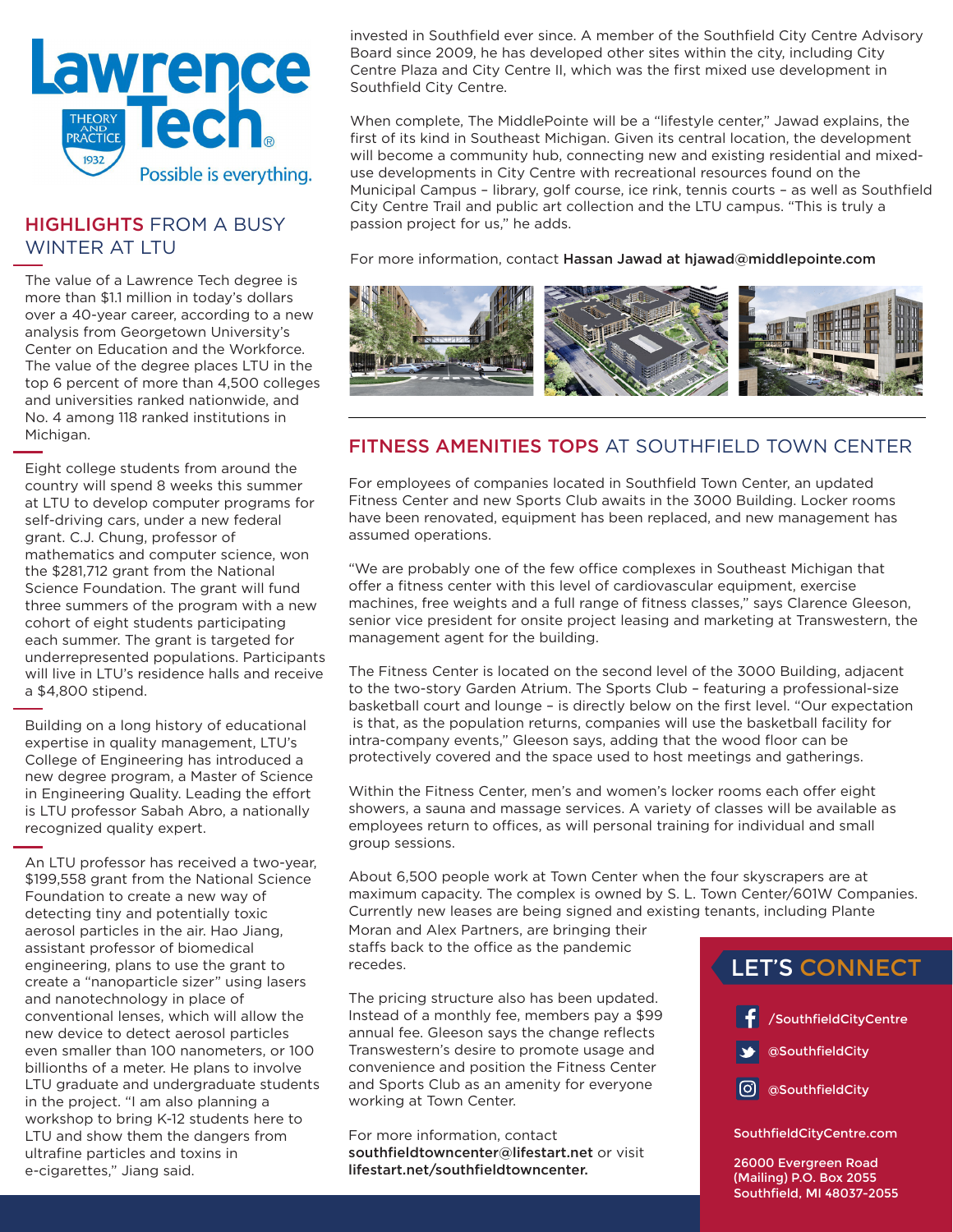Lawrence Tech

THEORY AND PRACTICE 1932

Possible is everything.

## HIGHLIGHTS FROM A BUSY WINTER AT LTU

The value of a Lawrence Tech degree is more than $1.1 million in today's dollars over a 40-year career, according to a new analysis from Georgetown University's Center on Education and the Workforce. The value of the degree places LTU in the top 6 percent of more than 4,500 colleges and universities ranked nationwide, and No. 4 among 118 ranked institutions in Michigan.

Eight college students from around the country will spend 8 weeks this summer at LTU to develop computer programs for self-driving cars, under a new federal grant. C.J. Chung, professor of mathematics and computer science, won the $281,712 grant from the National Science Foundation. The grant will fund three summers of the program with a new cohort of eight students participating each summer. The grant is targeted for underrepresented populations. Participants will live in LTU's residence halls and receive a $4,800 stipend.

Building on a long history of educational expertise in quality management, LTU's College of Engineering has introduced a new degree program, a Master of Science in Engineering Quality. Leading the effort is LTU professor Sabah Abro, a nationally recognized quality expert.

An LTU professor has received a two-year, $199,558 grant from the National Science Foundation to create a new way of detecting tiny and potentially toxic aerosol particles in the air. Hao Jiang, assistant professor of biomedical engineering, plans to use the grant to create a "nanoparticle sizer" using lasers and nanotechnology in place of conventional lenses, which will allow the new device to detect aerosol particles even smaller than 100 nanometers, or 100 billionths of a meter. He plans to involve LTU graduate and undergraduate students in the project. "I am also planning a workshop to bring K-12 students here to LTU and show them the dangers from ultrafine particles and toxins in e-cigarettes," Jiang said.

invested in Southfield ever since. A member of the Southfield City Centre Advisory Board since 2009, he has developed other sites within the city, including City Centre Plaza and City Centre II, which was the first mixed use development in Southfield City Centre.

When complete, The MiddlePointe will be a "lifestyle center," Jawad explains, the first of its kind in Southeast Michigan. Given its central location, the development will become a community hub, connecting new and existing residential and mixed-use developments in City Centre with recreational resources found on the Municipal Campus – library, golf course, ice rink, tennis courts – as well as Southfield City Centre Trail and public art collection and the LTU campus. "This is truly a passion project for us," he adds.

For more information, contact **Hassan Jawad at hjawad@middlepointe.com**

## FITNESS AMENITIES TOPS AT SOUTHFIELD TOWN CENTER

For employees of companies located in Southfield Town Center, an updated Fitness Center and new Sports Club awaits in the 3000 Building. Locker rooms have been renovated, equipment has been replaced, and new management has assumed operations.

"We are probably one of the few office complexes in Southeast Michigan that offer a fitness center with this level of cardiovascular equipment, exercise machines, free weights and a full range of fitness classes," says Clarence Gleeson, senior vice president for onsite project leasing and marketing at Transwestern, the management agent for the building.

The Fitness Center is located on the second level of the 3000 Building, adjacent to the two-story Garden Atrium. The Sports Club – featuring a professional-size basketball court and lounge – is directly below on the first level. "Our expectation is that, as the population returns, companies will use the basketball facility for intra-company events," Gleeson says, adding that the wood floor can be protectively covered and the space used to host meetings and gatherings.

Within the Fitness Center, men's and women's locker rooms each offer eight showers, a sauna and massage services. A variety of classes will be available as employees return to offices, as will personal training for individual and small group sessions.

About 6,500 people work at Town Center when the four skyscrapers are at maximum capacity. The complex is owned by S. L. Town Center/601W Companies. Currently new leases are being signed and existing tenants, including Plante Moran and Alex Partners, are bringing their staffs back to the office as the pandemic recedes.

The pricing structure also has been updated. Instead of a monthly fee, members pay a $99 annual fee. Gleeson says the change reflects Transwestern's desire to promote usage and convenience and position the Fitness Center and Sports Club as an amenity for everyone working at Town Center.

For more information, contact **southfieldtowncenter@lifestart.net** or visit **lifestart.net/southfieldtowncenter.**

## LET'S CONNECT

/SouthfieldCityCentre

@SouthfieldCity

@SouthfieldCity

SouthfieldCityCentre.com

26000 Evergreen Road
(Mailing) P.O. Box 2055
Southfield, MI 48037-2055